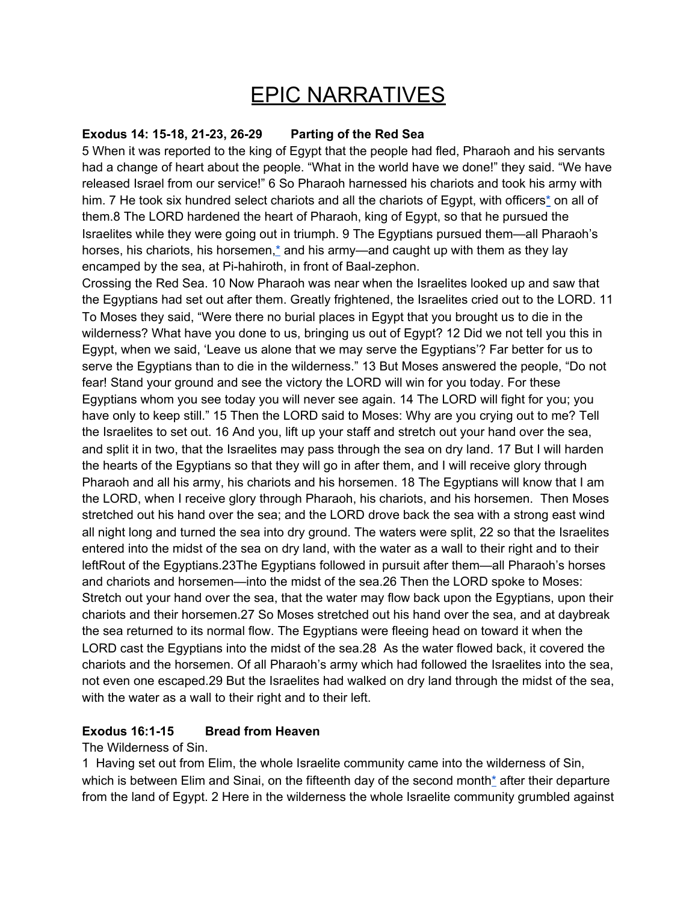# EPIC NARRATIVES

**Exodus 14: 15-18, 21-23, 26-29 Parting of the Red Sea**

5 When it was reported to the king of Egypt that the people had fled, Pharaoh and his servants had a change of heart about the people. "What in the world have we done!" they said. "We have released Israel from our service!" 6 So Pharaoh harnessed his chariots and took his army with him. 7 He took six hundred select chariots and all the chariots of Egypt, with officers* on all of them.8 The LORD hardened the heart of Pharaoh, king of Egypt, so that he pursued the Israelites while they were going out in triumph. 9 The Egyptians pursued them—all Pharaoh's horses, his chariots, his horsemen,* and his army—and caught up with them as they lay encamped by the sea, at Pi-hahiroth, in front of Baal-zephon.

Crossing the Red Sea. 10 Now Pharaoh was near when the Israelites looked up and saw that the Egyptians had set out after them. Greatly frightened, the Israelites cried out to the LORD. 11 To Moses they said, "Were there no burial places in Egypt that you brought us to die in the wilderness? What have you done to us, bringing us out of Egypt? 12 Did we not tell you this in Egypt, when we said, 'Leave us alone that we may serve the Egyptians'? Far better for us to serve the Egyptians than to die in the wilderness." 13 But Moses answered the people, "Do not fear! Stand your ground and see the victory the LORD will win for you today. For these Egyptians whom you see today you will never see again. 14 The LORD will fight for you; you have only to keep still." 15 Then the LORD said to Moses: Why are you crying out to me? Tell the Israelites to set out. 16 And you, lift up your staff and stretch out your hand over the sea, and split it in two, that the Israelites may pass through the sea on dry land. 17 But I will harden the hearts of the Egyptians so that they will go in after them, and I will receive glory through Pharaoh and all his army, his chariots and his horsemen. 18 The Egyptians will know that I am the LORD, when I receive glory through Pharaoh, his chariots, and his horsemen. Then Moses stretched out his hand over the sea; and the LORD drove back the sea with a strong east wind all night long and turned the sea into dry ground. The waters were split, 22 so that the Israelites entered into the midst of the sea on dry land, with the water as a wall to their right and to their leftRout of the Egyptians.23The Egyptians followed in pursuit after them—all Pharaoh's horses and chariots and horsemen—into the midst of the sea.26 Then the LORD spoke to Moses: Stretch out your hand over the sea, that the water may flow back upon the Egyptians, upon their chariots and their horsemen.27 So Moses stretched out his hand over the sea, and at daybreak the sea returned to its normal flow. The Egyptians were fleeing head on toward it when the LORD cast the Egyptians into the midst of the sea.28 As the water flowed back, it covered the chariots and the horsemen. Of all Pharaoh's army which had followed the Israelites into the sea, not even one escaped.29 But the Israelites had walked on dry land through the midst of the sea, with the water as a wall to their right and to their left.

**Exodus 16:1-15 Bread from Heaven**

The Wilderness of Sin.

1 Having set out from Elim, the whole Israelite community came into the wilderness of Sin, which is between Elim and Sinai, on the fifteenth day of the second month* after their departure from the land of Egypt. 2 Here in the wilderness the whole Israelite community grumbled against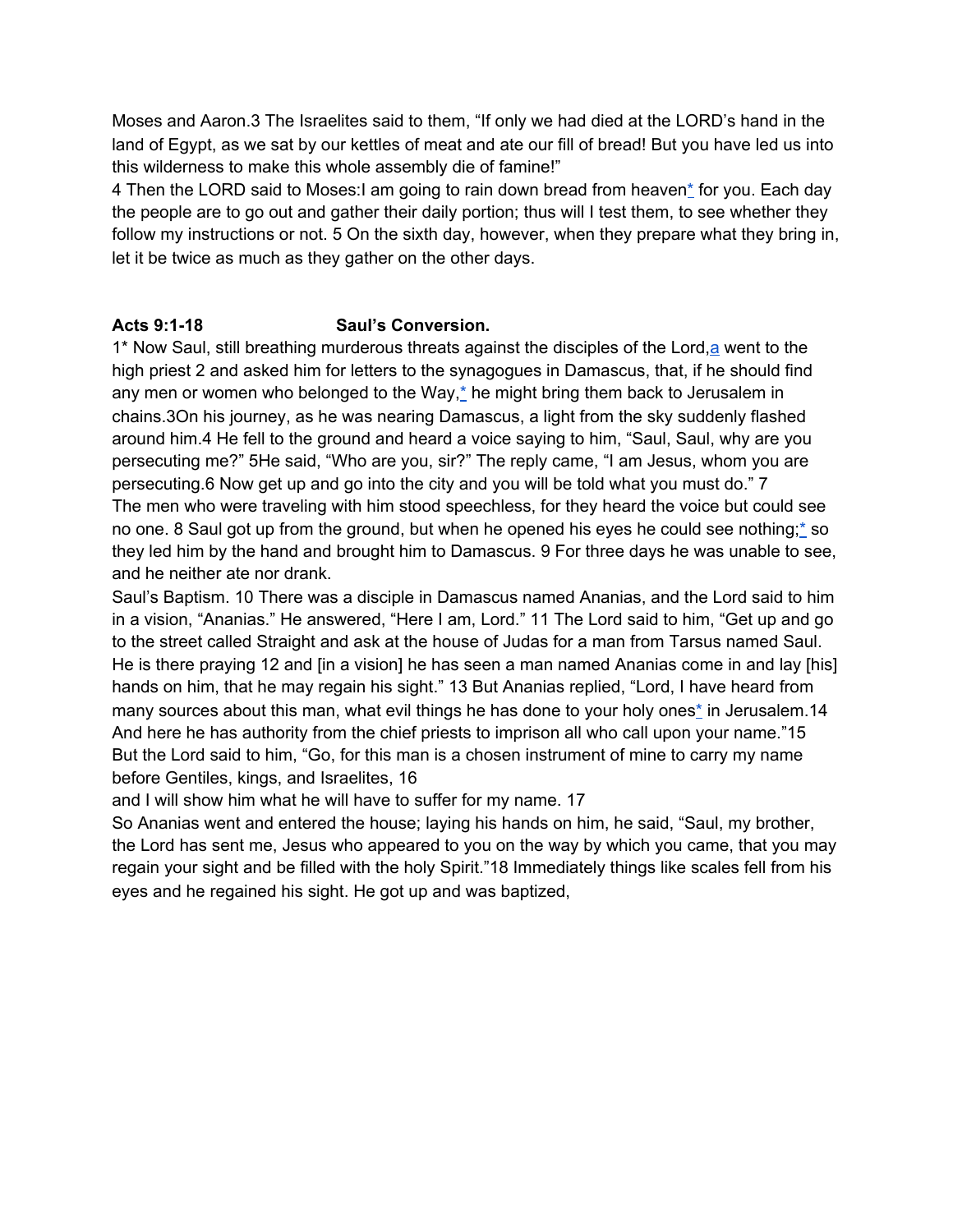Moses and Aaron.3 The Israelites said to them, “If only we had died at the LORD’s hand in the land of Egypt, as we sat by our kettles of meat and ate our fill of bread! But you have led us into this wilderness to make this whole assembly die of famine!”

4 Then the LORD said to Moses:I am going to rain down bread from heaven* for you. Each day the people are to go out and gather their daily portion; thus will I test them, to see whether they follow my instructions or not. 5 On the sixth day, however, when they prepare what they bring in, let it be twice as much as they gather on the other days.

**Acts 9:1-18 Saul’s Conversion.**

1* Now Saul, still breathing murderous threats against the disciples of the Lord,a went to the high priest 2 and asked him for letters to the synagogues in Damascus, that, if he should find any men or women who belonged to the Way,* he might bring them back to Jerusalem in chains.3On his journey, as he was nearing Damascus, a light from the sky suddenly flashed around him.4 He fell to the ground and heard a voice saying to him, “Saul, Saul, why are you persecuting me?” 5He said, “Who are you, sir?” The reply came, “I am Jesus, whom you are persecuting.6 Now get up and go into the city and you will be told what you must do.” 7 The men who were traveling with him stood speechless, for they heard the voice but could see no one. 8 Saul got up from the ground, but when he opened his eyes he could see nothing;* so they led him by the hand and brought him to Damascus. 9 For three days he was unable to see, and he neither ate nor drank.

Saul’s Baptism. 10 There was a disciple in Damascus named Ananias, and the Lord said to him in a vision, “Ananias.” He answered, “Here I am, Lord.” 11 The Lord said to him, “Get up and go to the street called Straight and ask at the house of Judas for a man from Tarsus named Saul. He is there praying 12 and [in a vision] he has seen a man named Ananias come in and lay [his] hands on him, that he may regain his sight.” 13 But Ananias replied, “Lord, I have heard from many sources about this man, what evil things he has done to your holy ones* in Jerusalem.14 And here he has authority from the chief priests to imprison all who call upon your name.”15 But the Lord said to him, “Go, for this man is a chosen instrument of mine to carry my name before Gentiles, kings, and Israelites, 16
and I will show him what he will have to suffer for my name. 17
So Ananias went and entered the house; laying his hands on him, he said, “Saul, my brother, the Lord has sent me, Jesus who appeared to you on the way by which you came, that you may regain your sight and be filled with the holy Spirit.”18 Immediately things like scales fell from his eyes and he regained his sight. He got up and was baptized,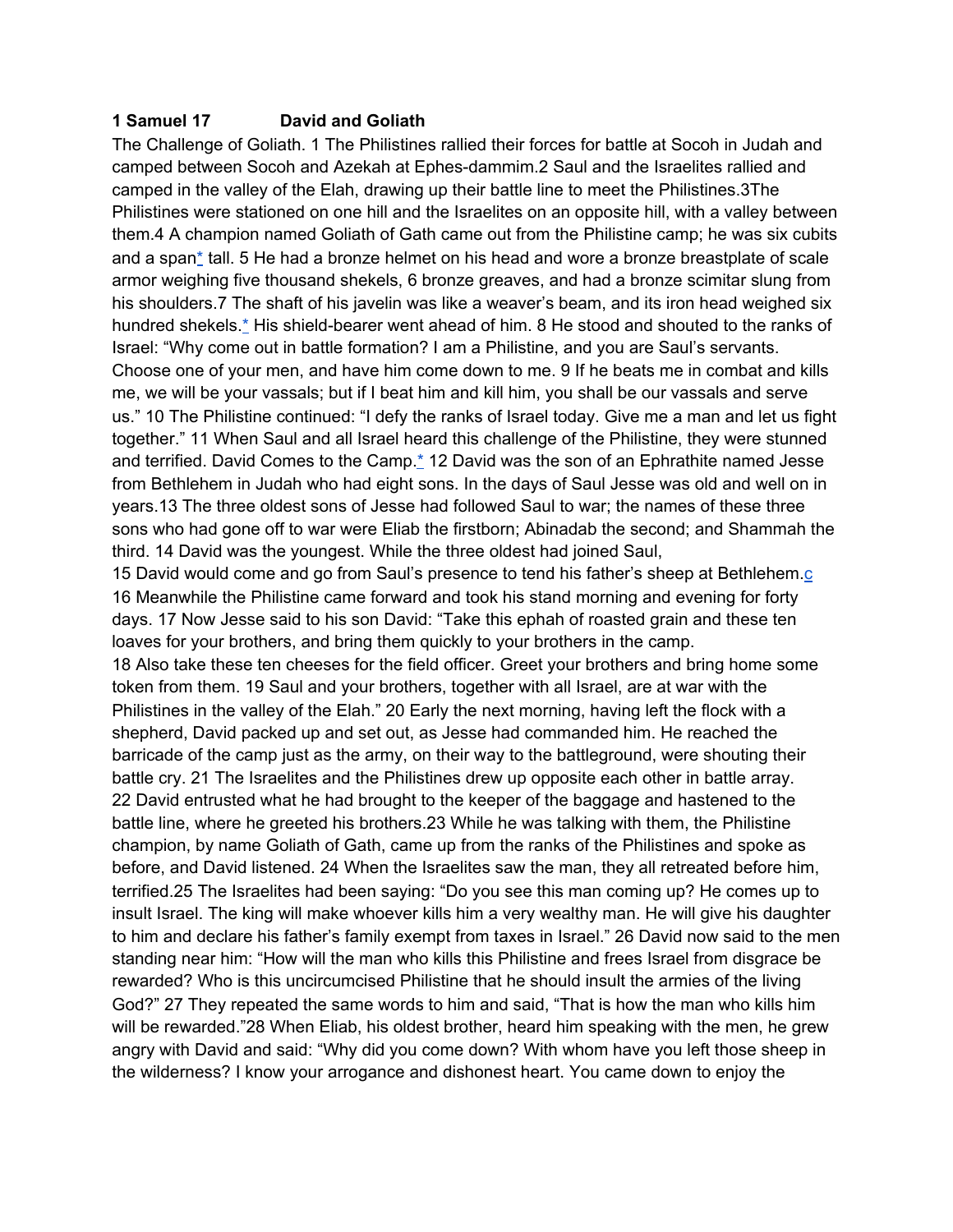**1 Samuel 17 David and Goliath**

The Challenge of Goliath. 1 The Philistines rallied their forces for battle at Socoh in Judah and camped between Socoh and Azekah at Ephes-dammim.2 Saul and the Israelites rallied and camped in the valley of the Elah, drawing up their battle line to meet the Philistines.3The Philistines were stationed on one hill and the Israelites on an opposite hill, with a valley between them.4 A champion named Goliath of Gath came out from the Philistine camp; he was six cubits and a span* tall. 5 He had a bronze helmet on his head and wore a bronze breastplate of scale armor weighing five thousand shekels, 6 bronze greaves, and had a bronze scimitar slung from his shoulders.7 The shaft of his javelin was like a weaver's beam, and its iron head weighed six hundred shekels.* His shield-bearer went ahead of him. 8 He stood and shouted to the ranks of Israel: "Why come out in battle formation? I am a Philistine, and you are Saul's servants. Choose one of your men, and have him come down to me. 9 If he beats me in combat and kills me, we will be your vassals; but if I beat him and kill him, you shall be our vassals and serve us." 10 The Philistine continued: "I defy the ranks of Israel today. Give me a man and let us fight together." 11 When Saul and all Israel heard this challenge of the Philistine, they were stunned and terrified. David Comes to the Camp.* 12 David was the son of an Ephrathite named Jesse from Bethlehem in Judah who had eight sons. In the days of Saul Jesse was old and well on in years.13 The three oldest sons of Jesse had followed Saul to war; the names of these three sons who had gone off to war were Eliab the firstborn; Abinadab the second; and Shammah the third. 14 David was the youngest. While the three oldest had joined Saul,
15 David would come and go from Saul's presence to tend his father's sheep at Bethlehem.c
16 Meanwhile the Philistine came forward and took his stand morning and evening for forty days. 17 Now Jesse said to his son David: "Take this ephah of roasted grain and these ten loaves for your brothers, and bring them quickly to your brothers in the camp.
18 Also take these ten cheeses for the field officer. Greet your brothers and bring home some token from them. 19 Saul and your brothers, together with all Israel, are at war with the Philistines in the valley of the Elah." 20 Early the next morning, having left the flock with a shepherd, David packed up and set out, as Jesse had commanded him. He reached the barricade of the camp just as the army, on their way to the battleground, were shouting their battle cry. 21 The Israelites and the Philistines drew up opposite each other in battle array.
22 David entrusted what he had brought to the keeper of the baggage and hastened to the battle line, where he greeted his brothers.23 While he was talking with them, the Philistine champion, by name Goliath of Gath, came up from the ranks of the Philistines and spoke as before, and David listened. 24 When the Israelites saw the man, they all retreated before him, terrified.25 The Israelites had been saying: "Do you see this man coming up? He comes up to insult Israel. The king will make whoever kills him a very wealthy man. He will give his daughter to him and declare his father's family exempt from taxes in Israel." 26 David now said to the men standing near him: "How will the man who kills this Philistine and frees Israel from disgrace be rewarded? Who is this uncircumcised Philistine that he should insult the armies of the living God?" 27 They repeated the same words to him and said, "That is how the man who kills him will be rewarded."28 When Eliab, his oldest brother, heard him speaking with the men, he grew angry with David and said: "Why did you come down? With whom have you left those sheep in the wilderness? I know your arrogance and dishonest heart. You came down to enjoy the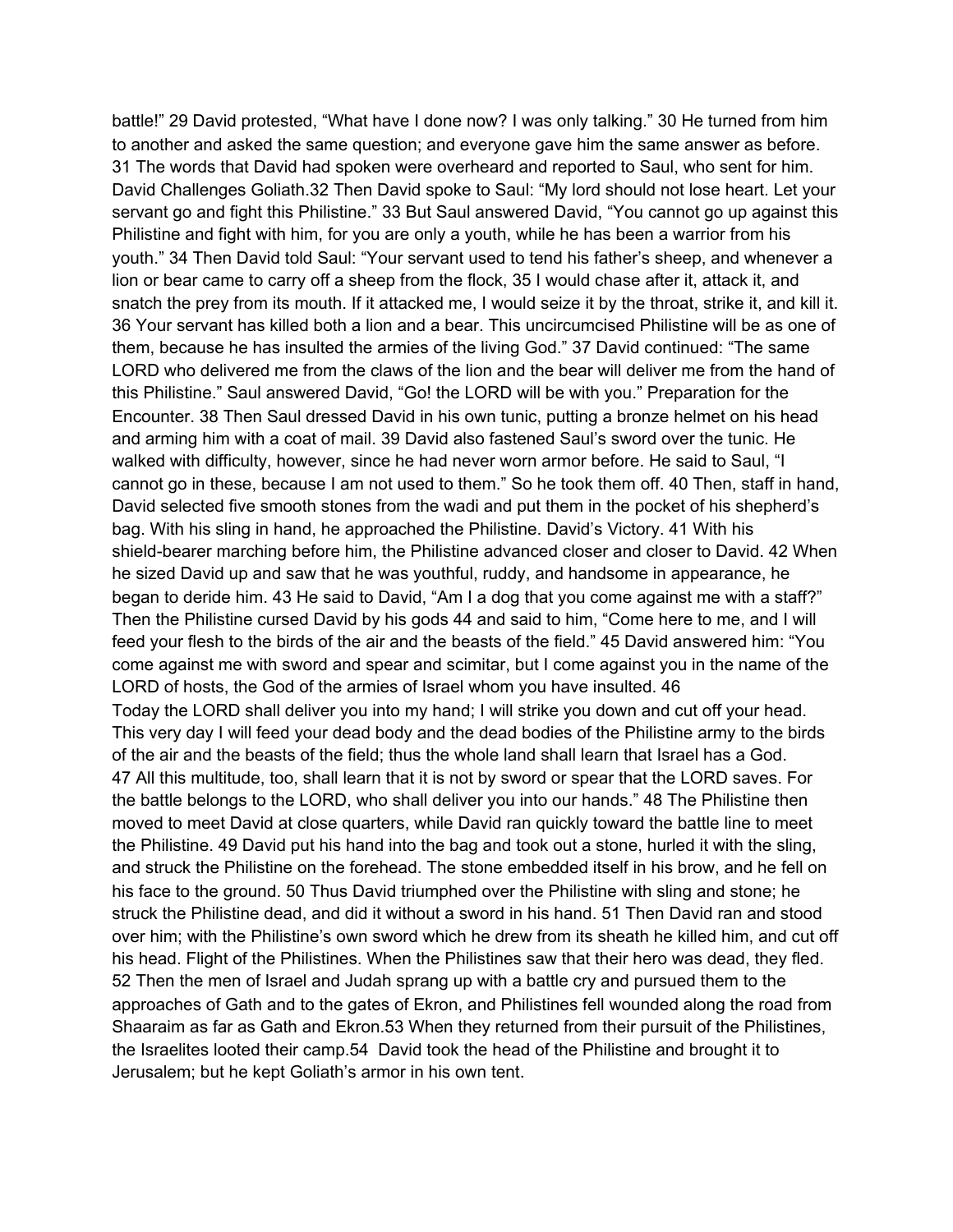battle!" 29 David protested, "What have I done now? I was only talking." 30 He turned from him to another and asked the same question; and everyone gave him the same answer as before. 31 The words that David had spoken were overheard and reported to Saul, who sent for him. David Challenges Goliath.32 Then David spoke to Saul: "My lord should not lose heart. Let your servant go and fight this Philistine." 33 But Saul answered David, "You cannot go up against this Philistine and fight with him, for you are only a youth, while he has been a warrior from his youth." 34 Then David told Saul: "Your servant used to tend his father's sheep, and whenever a lion or bear came to carry off a sheep from the flock, 35 I would chase after it, attack it, and snatch the prey from its mouth. If it attacked me, I would seize it by the throat, strike it, and kill it. 36 Your servant has killed both a lion and a bear. This uncircumcised Philistine will be as one of them, because he has insulted the armies of the living God." 37 David continued: "The same LORD who delivered me from the claws of the lion and the bear will deliver me from the hand of this Philistine." Saul answered David, "Go! the LORD will be with you." Preparation for the Encounter. 38 Then Saul dressed David in his own tunic, putting a bronze helmet on his head and arming him with a coat of mail. 39 David also fastened Saul's sword over the tunic. He walked with difficulty, however, since he had never worn armor before. He said to Saul, "I cannot go in these, because I am not used to them." So he took them off. 40 Then, staff in hand, David selected five smooth stones from the wadi and put them in the pocket of his shepherd's bag. With his sling in hand, he approached the Philistine. David's Victory. 41 With his shield-bearer marching before him, the Philistine advanced closer and closer to David. 42 When he sized David up and saw that he was youthful, ruddy, and handsome in appearance, he began to deride him. 43 He said to David, "Am I a dog that you come against me with a staff?" Then the Philistine cursed David by his gods 44 and said to him, "Come here to me, and I will feed your flesh to the birds of the air and the beasts of the field." 45 David answered him: "You come against me with sword and spear and scimitar, but I come against you in the name of the LORD of hosts, the God of the armies of Israel whom you have insulted. 46 Today the LORD shall deliver you into my hand; I will strike you down and cut off your head. This very day I will feed your dead body and the dead bodies of the Philistine army to the birds of the air and the beasts of the field; thus the whole land shall learn that Israel has a God. 47 All this multitude, too, shall learn that it is not by sword or spear that the LORD saves. For the battle belongs to the LORD, who shall deliver you into our hands." 48 The Philistine then moved to meet David at close quarters, while David ran quickly toward the battle line to meet the Philistine. 49 David put his hand into the bag and took out a stone, hurled it with the sling, and struck the Philistine on the forehead. The stone embedded itself in his brow, and he fell on his face to the ground. 50 Thus David triumphed over the Philistine with sling and stone; he struck the Philistine dead, and did it without a sword in his hand. 51 Then David ran and stood over him; with the Philistine's own sword which he drew from its sheath he killed him, and cut off his head. Flight of the Philistines. When the Philistines saw that their hero was dead, they fled. 52 Then the men of Israel and Judah sprang up with a battle cry and pursued them to the approaches of Gath and to the gates of Ekron, and Philistines fell wounded along the road from Shaaraim as far as Gath and Ekron.53 When they returned from their pursuit of the Philistines, the Israelites looted their camp.54 David took the head of the Philistine and brought it to Jerusalem; but he kept Goliath's armor in his own tent.